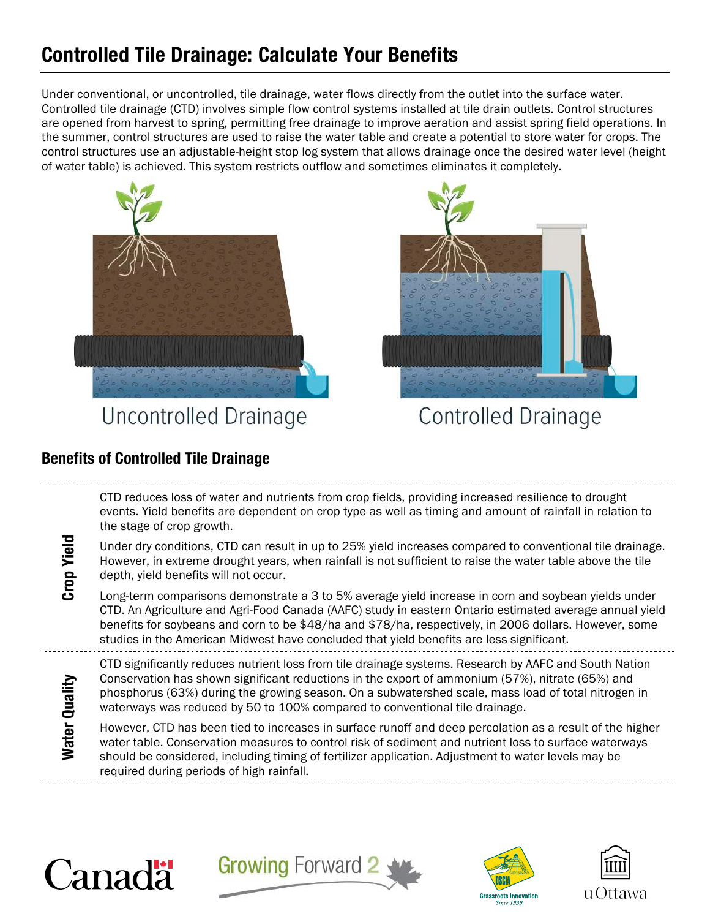# Controlled Tile Drainage: Calculate Your Benefits

Under conventional, or uncontrolled, tile drainage, water flows directly from the outlet into the surface water. Controlled tile drainage (CTD) involves simple flow control systems installed at tile drain outlets. Control structures are opened from harvest to spring, permitting free drainage to improve aeration and assist spring field operations. In the summer, control structures are used to raise the water table and create a potential to store water for crops. The control structures use an adjustable-height stop log system that allows drainage once the desired water level (height of water table) is achieved. This system restricts outflow and sometimes eliminates it completely.

Uncontrolled Drainage

Controlled Drainage

## Benefits of Controlled Tile Drainage

**Crop Yield**

CTD reduces loss of water and nutrients from crop fields, providing increased resilience to drought events. Yield benefits are dependent on crop type as well as timing and amount of rainfall in relation to the stage of crop growth.

Under dry conditions, CTD can result in up to 25% yield increases compared to conventional tile drainage. However, in extreme drought years, when rainfall is not sufficient to raise the water table above the tile depth, yield benefits will not occur.

Long-term comparisons demonstrate a 3 to 5% average yield increase in corn and soybean yields under CTD. An Agriculture and Agri-Food Canada (AAFC) study in eastern Ontario estimated average annual yield benefits for soybeans and corn to be $48/ha and $78/ha, respectively, in 2006 dollars. However, some studies in the American Midwest have concluded that yield benefits are less significant.

**Water Quality**

CTD significantly reduces nutrient loss from tile drainage systems. Research by AAFC and South Nation Conservation has shown significant reductions in the export of ammonium (57%), nitrate (65%) and phosphorus (63%) during the growing season. On a subwatershed scale, mass load of total nitrogen in waterways was reduced by 50 to 100% compared to conventional tile drainage.

However, CTD has been tied to increases in surface runoff and deep percolation as a result of the higher water table. Conservation measures to control risk of sediment and nutrient loss to surface waterways should be considered, including timing of fertilizer application. Adjustment to water levels may be required during periods of high rainfall.

Canada

Growing Forward 2

OSCIA Grassroots Innovation Since 1939

uOttawa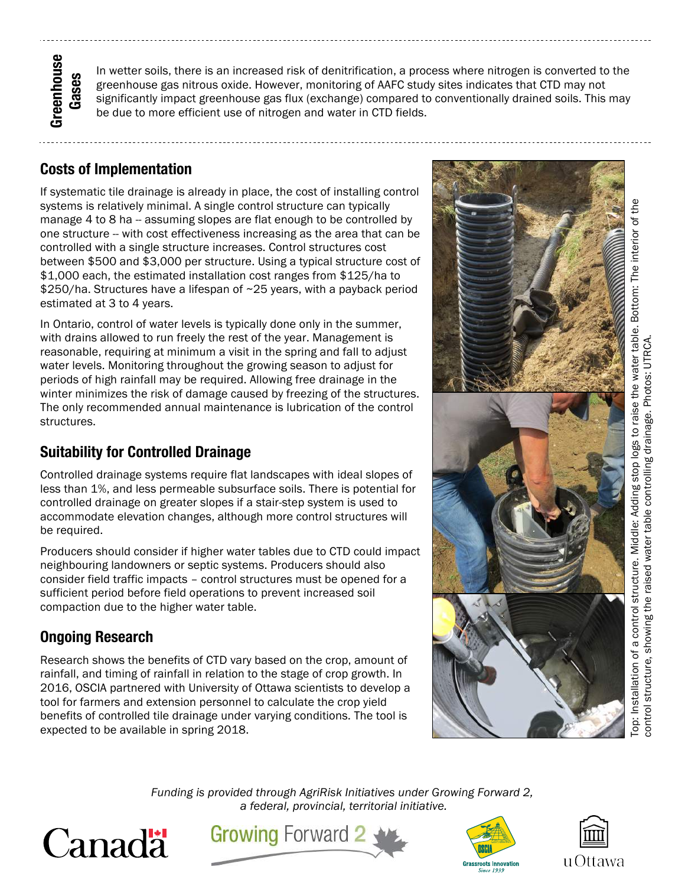## Greenhouse Gases

In wetter soils, there is an increased risk of denitrification, a process where nitrogen is converted to the greenhouse gas nitrous oxide. However, monitoring of AAFC study sites indicates that CTD may not significantly impact greenhouse gas flux (exchange) compared to conventionally drained soils. This may be due to more efficient use of nitrogen and water in CTD fields.

## Costs of Implementation

If systematic tile drainage is already in place, the cost of installing control systems is relatively minimal. A single control structure can typically manage 4 to 8 ha -- assuming slopes are flat enough to be controlled by one structure -- with cost effectiveness increasing as the area that can be controlled with a single structure increases. Control structures cost between $500 and $3,000 per structure. Using a typical structure cost of $1,000 each, the estimated installation cost ranges from $125/ha to $250/ha. Structures have a lifespan of ~25 years, with a payback period estimated at 3 to 4 years.

In Ontario, control of water levels is typically done only in the summer, with drains allowed to run freely the rest of the year. Management is reasonable, requiring at minimum a visit in the spring and fall to adjust water levels. Monitoring throughout the growing season to adjust for periods of high rainfall may be required. Allowing free drainage in the winter minimizes the risk of damage caused by freezing of the structures. The only recommended annual maintenance is lubrication of the control structures.

## Suitability for Controlled Drainage

Controlled drainage systems require flat landscapes with ideal slopes of less than 1%, and less permeable subsurface soils. There is potential for controlled drainage on greater slopes if a stair-step system is used to accommodate elevation changes, although more control structures will be required.

Producers should consider if higher water tables due to CTD could impact neighbouring landowners or septic systems. Producers should also consider field traffic impacts – control structures must be opened for a sufficient period before field operations to prevent increased soil compaction due to the higher water table.

## Ongoing Research

Research shows the benefits of CTD vary based on the crop, amount of rainfall, and timing of rainfall in relation to the stage of crop growth. In 2016, OSCIA partnered with University of Ottawa scientists to develop a tool for farmers and extension personnel to calculate the crop yield benefits of controlled tile drainage under varying conditions. The tool is expected to be available in spring 2018.

Top: Installation of a control structure. Middle: Adding stop logs to raise the water table. Bottom: The interior of the control structure, showing the raised water table controlling drainage. Photos: UTRCA.

*Funding is provided through AgriRisk Initiatives under Growing Forward 2, a federal, provincial, territorial initiative.*

Canada | Growing Forward 2 | OSCIA Grassroots Innovation Since 1939 | uOttawa